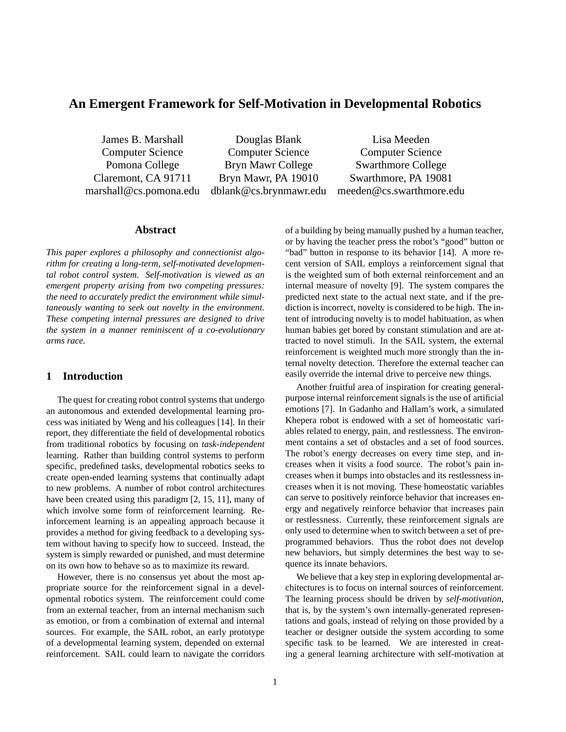# An Emergent Framework for Self-Motivation in Developmental Robotics

James B. Marshall
Computer Science
Pomona College
Claremont, CA 91711
marshall@cs.pomona.edu

Douglas Blank
Computer Science
Bryn Mawr College
Bryn Mawr, PA 19010
dblank@cs.brynmawr.edu

Lisa Meeden
Computer Science
Swarthmore College
Swarthmore, PA 19081
meeden@cs.swarthmore.edu

## Abstract

*This paper explores a philosophy and connectionist algorithm for creating a long-term, self-motivated developmental robot control system. Self-motivation is viewed as an emergent property arising from two competing pressures: the need to accurately predict the environment while simultaneously wanting to seek out novelty in the environment. These competing internal pressures are designed to drive the system in a manner reminiscent of a co-evolutionary arms race.*

## 1 Introduction

The quest for creating robot control systems that undergo an autonomous and extended developmental learning process was initiated by Weng and his colleagues [14]. In their report, they differentiate the field of developmental robotics from traditional robotics by focusing on *task-independent* learning. Rather than building control systems to perform specific, predefined tasks, developmental robotics seeks to create open-ended learning systems that continually adapt to new problems. A number of robot control architectures have been created using this paradigm [2, 15, 11], many of which involve some form of reinforcement learning. Reinforcement learning is an appealing approach because it provides a method for giving feedback to a developing system without having to specify how to succeed. Instead, the system is simply rewarded or punished, and must determine on its own how to behave so as to maximize its reward.

However, there is no consensus yet about the most appropriate source for the reinforcement signal in a developmental robotics system. The reinforcement could come from an external teacher, from an internal mechanism such as emotion, or from a combination of external and internal sources. For example, the SAIL robot, an early prototype of a developmental learning system, depended on external reinforcement. SAIL could learn to navigate the corridors of a building by being manually pushed by a human teacher, or by having the teacher press the robot's "good" button or "bad" button in response to its behavior [14]. A more recent version of SAIL employs a reinforcement signal that is the weighted sum of both external reinforcement and an internal measure of novelty [9]. The system compares the predicted next state to the actual next state, and if the prediction is incorrect, novelty is considered to be high. The intent of introducing novelty is to model habituation, as when human babies get bored by constant stimulation and are attracted to novel stimuli. In the SAIL system, the external reinforcement is weighted much more strongly than the internal novelty detection. Therefore the external teacher can easily override the internal drive to perceive new things.

Another fruitful area of inspiration for creating general-purpose internal reinforcement signals is the use of artificial emotions [7]. In Gadanho and Hallam's work, a simulated Khepera robot is endowed with a set of homeostatic variables related to energy, pain, and restlessness. The environment contains a set of obstacles and a set of food sources. The robot's energy decreases on every time step, and increases when it visits a food source. The robot's pain increases when it bumps into obstacles and its restlessness increases when it is not moving. These homeostatic variables can serve to positively reinforce behavior that increases energy and negatively reinforce behavior that increases pain or restlessness. Currently, these reinforcement signals are only used to determine when to switch between a set of preprogrammed behaviors. Thus the robot does not develop new behaviors, but simply determines the best way to sequence its innate behaviors.

We believe that a key step in exploring developmental architectures is to focus on internal sources of reinforcement. The learning process should be driven by *self-motivation*, that is, by the system's own internally-generated representations and goals, instead of relying on those provided by a teacher or designer outside the system according to some specific task to be learned. We are interested in creating a general learning architecture with self-motivation at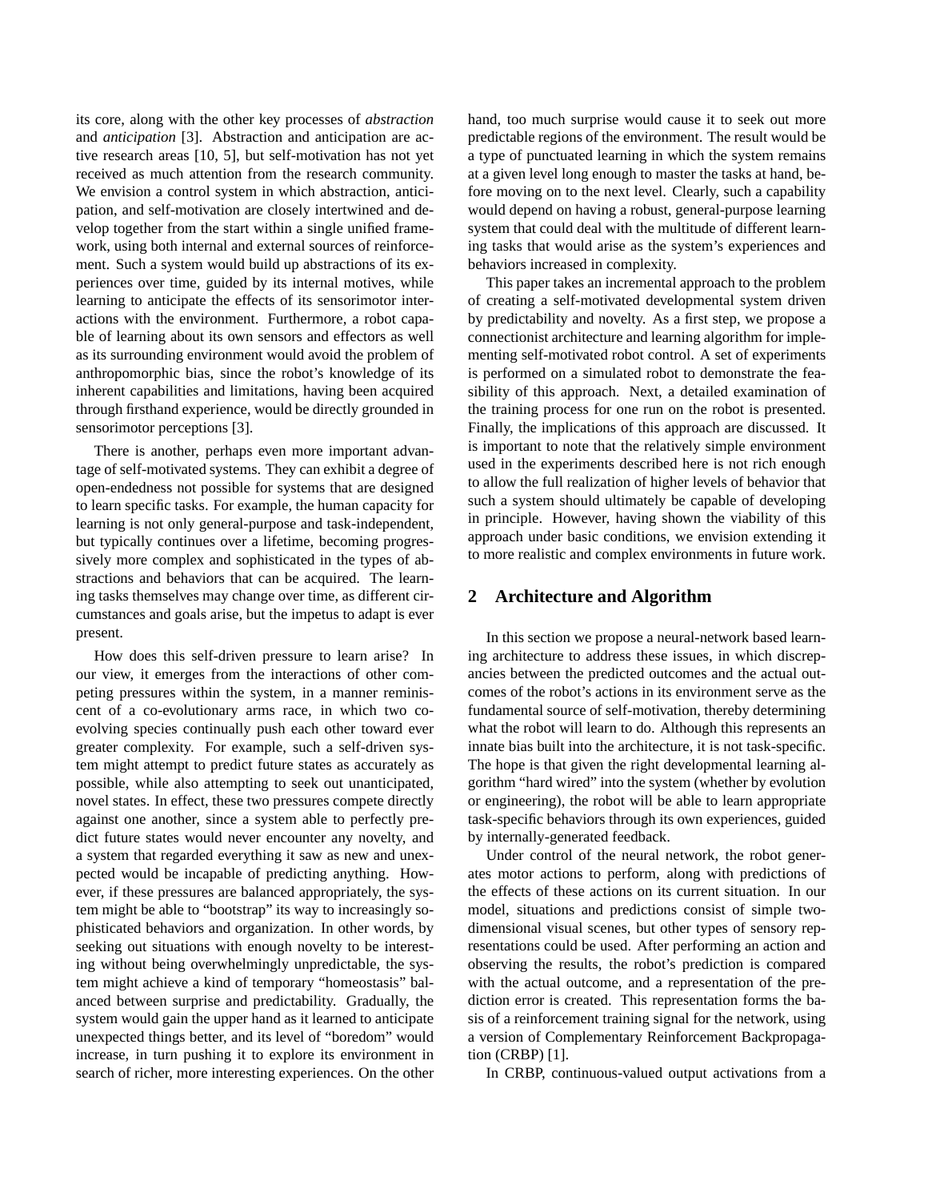its core, along with the other key processes of *abstraction* and *anticipation* [3]. Abstraction and anticipation are active research areas [10, 5], but self-motivation has not yet received as much attention from the research community. We envision a control system in which abstraction, anticipation, and self-motivation are closely intertwined and develop together from the start within a single unified framework, using both internal and external sources of reinforcement. Such a system would build up abstractions of its experiences over time, guided by its internal motives, while learning to anticipate the effects of its sensorimotor interactions with the environment. Furthermore, a robot capable of learning about its own sensors and effectors as well as its surrounding environment would avoid the problem of anthropomorphic bias, since the robot's knowledge of its inherent capabilities and limitations, having been acquired through firsthand experience, would be directly grounded in sensorimotor perceptions [3].

There is another, perhaps even more important advantage of self-motivated systems. They can exhibit a degree of open-endedness not possible for systems that are designed to learn specific tasks. For example, the human capacity for learning is not only general-purpose and task-independent, but typically continues over a lifetime, becoming progressively more complex and sophisticated in the types of abstractions and behaviors that can be acquired. The learning tasks themselves may change over time, as different circumstances and goals arise, but the impetus to adapt is ever present.

How does this self-driven pressure to learn arise? In our view, it emerges from the interactions of other competing pressures within the system, in a manner reminiscent of a co-evolutionary arms race, in which two co-evolving species continually push each other toward ever greater complexity. For example, such a self-driven system might attempt to predict future states as accurately as possible, while also attempting to seek out unanticipated, novel states. In effect, these two pressures compete directly against one another, since a system able to perfectly predict future states would never encounter any novelty, and a system that regarded everything it saw as new and unexpected would be incapable of predicting anything. However, if these pressures are balanced appropriately, the system might be able to "bootstrap" its way to increasingly sophisticated behaviors and organization. In other words, by seeking out situations with enough novelty to be interesting without being overwhelmingly unpredictable, the system might achieve a kind of temporary "homeostasis" balanced between surprise and predictability. Gradually, the system would gain the upper hand as it learned to anticipate unexpected things better, and its level of "boredom" would increase, in turn pushing it to explore its environment in search of richer, more interesting experiences. On the other hand, too much surprise would cause it to seek out more predictable regions of the environment. The result would be a type of punctuated learning in which the system remains at a given level long enough to master the tasks at hand, before moving on to the next level. Clearly, such a capability would depend on having a robust, general-purpose learning system that could deal with the multitude of different learning tasks that would arise as the system's experiences and behaviors increased in complexity.

This paper takes an incremental approach to the problem of creating a self-motivated developmental system driven by predictability and novelty. As a first step, we propose a connectionist architecture and learning algorithm for implementing self-motivated robot control. A set of experiments is performed on a simulated robot to demonstrate the feasibility of this approach. Next, a detailed examination of the training process for one run on the robot is presented. Finally, the implications of this approach are discussed. It is important to note that the relatively simple environment used in the experiments described here is not rich enough to allow the full realization of higher levels of behavior that such a system should ultimately be capable of developing in principle. However, having shown the viability of this approach under basic conditions, we envision extending it to more realistic and complex environments in future work.

## 2 Architecture and Algorithm

In this section we propose a neural-network based learning architecture to address these issues, in which discrepancies between the predicted outcomes and the actual outcomes of the robot's actions in its environment serve as the fundamental source of self-motivation, thereby determining what the robot will learn to do. Although this represents an innate bias built into the architecture, it is not task-specific. The hope is that given the right developmental learning algorithm "hard wired" into the system (whether by evolution or engineering), the robot will be able to learn appropriate task-specific behaviors through its own experiences, guided by internally-generated feedback.

Under control of the neural network, the robot generates motor actions to perform, along with predictions of the effects of these actions on its current situation. In our model, situations and predictions consist of simple two-dimensional visual scenes, but other types of sensory representations could be used. After performing an action and observing the results, the robot's prediction is compared with the actual outcome, and a representation of the prediction error is created. This representation forms the basis of a reinforcement training signal for the network, using a version of Complementary Reinforcement Backpropagation (CRBP) [1].

In CRBP, continuous-valued output activations from a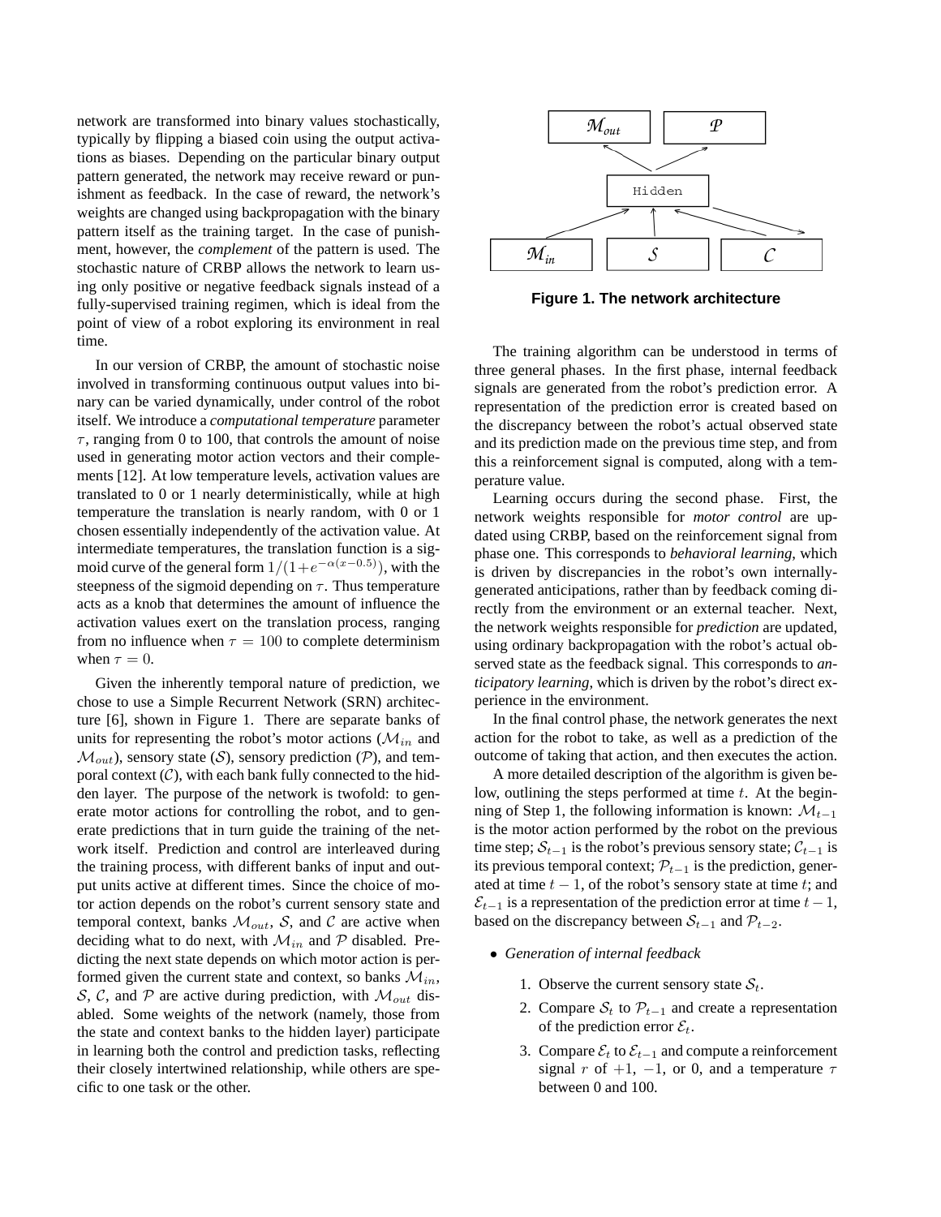network are transformed into binary values stochastically, typically by flipping a biased coin using the output activations as biases. Depending on the particular binary output pattern generated, the network may receive reward or punishment as feedback. In the case of reward, the network's weights are changed using backpropagation with the binary pattern itself as the training target. In the case of punishment, however, the *complement* of the pattern is used. The stochastic nature of CRBP allows the network to learn using only positive or negative feedback signals instead of a fully-supervised training regimen, which is ideal from the point of view of a robot exploring its environment in real time.

In our version of CRBP, the amount of stochastic noise involved in transforming continuous output values into binary can be varied dynamically, under control of the robot itself. We introduce a *computational temperature* parameter $\tau$, ranging from 0 to 100, that controls the amount of noise used in generating motor action vectors and their complements [12]. At low temperature levels, activation values are translated to 0 or 1 nearly deterministically, while at high temperature the translation is nearly random, with 0 or 1 chosen essentially independently of the activation value. At intermediate temperatures, the translation function is a sigmoid curve of the general form $1/(1+e^{-\alpha(x-0.5)})$, with the steepness of the sigmoid depending on $\tau$. Thus temperature acts as a knob that determines the amount of influence the activation values exert on the translation process, ranging from no influence when $\tau = 100$ to complete determinism when $\tau = 0$.

Given the inherently temporal nature of prediction, we chose to use a Simple Recurrent Network (SRN) architecture [6], shown in Figure 1. There are separate banks of units for representing the robot's motor actions ($\mathcal{M}_{in}$ and $\mathcal{M}_{out}$), sensory state ($\mathcal{S}$), sensory prediction ($\mathcal{P}$), and temporal context ($\mathcal{C}$), with each bank fully connected to the hidden layer. The purpose of the network is twofold: to generate motor actions for controlling the robot, and to generate predictions that in turn guide the training of the network itself. Prediction and control are interleaved during the training process, with different banks of input and output units active at different times. Since the choice of motor action depends on the robot's current sensory state and temporal context, banks $\mathcal{M}_{out}$, $\mathcal{S}$, and $\mathcal{C}$ are active when deciding what to do next, with $\mathcal{M}_{in}$ and $\mathcal{P}$ disabled. Predicting the next state depends on which motor action is performed given the current state and context, so banks $\mathcal{M}_{in}$, $\mathcal{S}$, $\mathcal{C}$, and $\mathcal{P}$ are active during prediction, with $\mathcal{M}_{out}$ disabled. Some weights of the network (namely, those from the state and context banks to the hidden layer) participate in learning both the control and prediction tasks, reflecting their closely intertwined relationship, while others are specific to one task or the other.

**Figure 1. The network architecture**

The training algorithm can be understood in terms of three general phases. In the first phase, internal feedback signals are generated from the robot's prediction error. A representation of the prediction error is created based on the discrepancy between the robot's actual observed state and its prediction made on the previous time step, and from this a reinforcement signal is computed, along with a temperature value.

Learning occurs during the second phase. First, the network weights responsible for *motor control* are updated using CRBP, based on the reinforcement signal from phase one. This corresponds to *behavioral learning*, which is driven by discrepancies in the robot's own internally-generated anticipations, rather than by feedback coming directly from the environment or an external teacher. Next, the network weights responsible for *prediction* are updated, using ordinary backpropagation with the robot's actual observed state as the feedback signal. This corresponds to *anticipatory learning*, which is driven by the robot's direct experience in the environment.

In the final control phase, the network generates the next action for the robot to take, as well as a prediction of the outcome of taking that action, and then executes the action.

A more detailed description of the algorithm is given below, outlining the steps performed at time $t$. At the beginning of Step 1, the following information is known: $\mathcal{M}_{t-1}$ is the motor action performed by the robot on the previous time step; $\mathcal{S}_{t-1}$ is the robot's previous sensory state; $\mathcal{C}_{t-1}$ is its previous temporal context; $\mathcal{P}_{t-1}$ is the prediction, generated at time $t-1$, of the robot's sensory state at time $t$; and $\mathcal{E}_{t-1}$ is a representation of the prediction error at time $t-1$, based on the discrepancy between $\mathcal{S}_{t-1}$ and $\mathcal{P}_{t-2}$.

- *Generation of internal feedback*

  1. Observe the current sensory state $\mathcal{S}_t$.
  2. Compare $\mathcal{S}_t$ to $\mathcal{P}_{t-1}$ and create a representation of the prediction error $\mathcal{E}_t$.
  3. Compare $\mathcal{E}_t$ to $\mathcal{E}_{t-1}$ and compute a reinforcement signal $r$ of $+1$, $-1$, or 0, and a temperature $\tau$ between 0 and 100.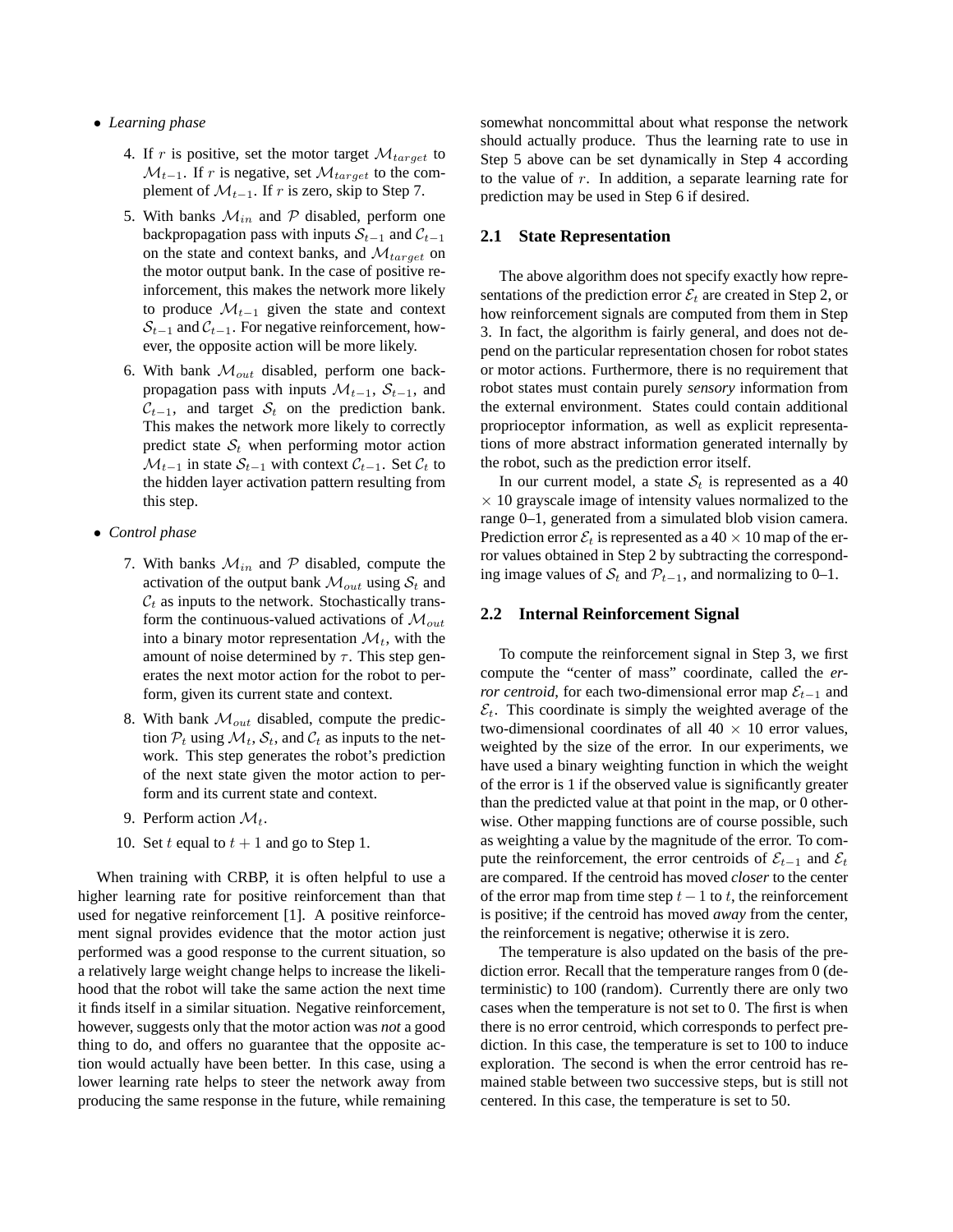- *Learning phase*

    4. If $r$ is positive, set the motor target $\mathcal{M}_{target}$ to $\mathcal{M}_{t-1}$. If $r$ is negative, set $\mathcal{M}_{target}$ to the complement of $\mathcal{M}_{t-1}$. If $r$ is zero, skip to Step 7.

    5. With banks $\mathcal{M}_{in}$ and $\mathcal{P}$ disabled, perform one backpropagation pass with inputs $\mathcal{S}_{t-1}$ and $\mathcal{C}_{t-1}$ on the state and context banks, and $\mathcal{M}_{target}$ on the motor output bank. In the case of positive reinforcement, this makes the network more likely to produce $\mathcal{M}_{t-1}$ given the state and context $\mathcal{S}_{t-1}$ and $\mathcal{C}_{t-1}$. For negative reinforcement, however, the opposite action will be more likely.

    6. With bank $\mathcal{M}_{out}$ disabled, perform one backpropagation pass with inputs $\mathcal{M}_{t-1}$, $\mathcal{S}_{t-1}$, and $\mathcal{C}_{t-1}$, and target $\mathcal{S}_t$ on the prediction bank. This makes the network more likely to correctly predict state $\mathcal{S}_t$ when performing motor action $\mathcal{M}_{t-1}$ in state $\mathcal{S}_{t-1}$ with context $\mathcal{C}_{t-1}$. Set $\mathcal{C}_t$ to the hidden layer activation pattern resulting from this step.

- *Control phase*

    7. With banks $\mathcal{M}_{in}$ and $\mathcal{P}$ disabled, compute the activation of the output bank $\mathcal{M}_{out}$ using $\mathcal{S}_t$ and $\mathcal{C}_t$ as inputs to the network. Stochastically transform the continuous-valued activations of $\mathcal{M}_{out}$ into a binary motor representation $\mathcal{M}_t$, with the amount of noise determined by $\tau$. This step generates the next motor action for the robot to perform, given its current state and context.

    8. With bank $\mathcal{M}_{out}$ disabled, compute the prediction $\mathcal{P}_t$ using $\mathcal{M}_t$, $\mathcal{S}_t$, and $\mathcal{C}_t$ as inputs to the network. This step generates the robot's prediction of the next state given the motor action to perform and its current state and context.

    9. Perform action $\mathcal{M}_t$.

    10. Set $t$ equal to $t+1$ and go to Step 1.

When training with CRBP, it is often helpful to use a higher learning rate for positive reinforcement than that used for negative reinforcement [1]. A positive reinforcement signal provides evidence that the motor action just performed was a good response to the current situation, so a relatively large weight change helps to increase the likelihood that the robot will take the same action the next time it finds itself in a similar situation. Negative reinforcement, however, suggests only that the motor action was *not* a good thing to do, and offers no guarantee that the opposite action would actually have been better. In this case, using a lower learning rate helps to steer the network away from producing the same response in the future, while remaining somewhat noncommittal about what response the network should actually produce. Thus the learning rate to use in Step 5 above can be set dynamically in Step 4 according to the value of $r$. In addition, a separate learning rate for prediction may be used in Step 6 if desired.

## 2.1 State Representation

The above algorithm does not specify exactly how representations of the prediction error $\mathcal{E}_t$ are created in Step 2, or how reinforcement signals are computed from them in Step 3. In fact, the algorithm is fairly general, and does not depend on the particular representation chosen for robot states or motor actions. Furthermore, there is no requirement that robot states must contain purely *sensory* information from the external environment. States could contain additional proprioceptor information, as well as explicit representations of more abstract information generated internally by the robot, such as the prediction error itself.

In our current model, a state $\mathcal{S}_t$ is represented as a 40 $\times$ 10 grayscale image of intensity values normalized to the range 0–1, generated from a simulated blob vision camera. Prediction error $\mathcal{E}_t$ is represented as a 40 $\times$ 10 map of the error values obtained in Step 2 by subtracting the corresponding image values of $\mathcal{S}_t$ and $\mathcal{P}_{t-1}$, and normalizing to 0–1.

## 2.2 Internal Reinforcement Signal

To compute the reinforcement signal in Step 3, we first compute the "center of mass" coordinate, called the *error centroid*, for each two-dimensional error map $\mathcal{E}_{t-1}$ and $\mathcal{E}_t$. This coordinate is simply the weighted average of the two-dimensional coordinates of all 40 $\times$ 10 error values, weighted by the size of the error. In our experiments, we have used a binary weighting function in which the weight of the error is 1 if the observed value is significantly greater than the predicted value at that point in the map, or 0 otherwise. Other mapping functions are of course possible, such as weighting a value by the magnitude of the error. To compute the reinforcement, the error centroids of $\mathcal{E}_{t-1}$ and $\mathcal{E}_t$ are compared. If the centroid has moved *closer* to the center of the error map from time step $t-1$ to $t$, the reinforcement is positive; if the centroid has moved *away* from the center, the reinforcement is negative; otherwise it is zero.

The temperature is also updated on the basis of the prediction error. Recall that the temperature ranges from 0 (deterministic) to 100 (random). Currently there are only two cases when the temperature is not set to 0. The first is when there is no error centroid, which corresponds to perfect prediction. In this case, the temperature is set to 100 to induce exploration. The second is when the error centroid has remained stable between two successive steps, but is still not centered. In this case, the temperature is set to 50.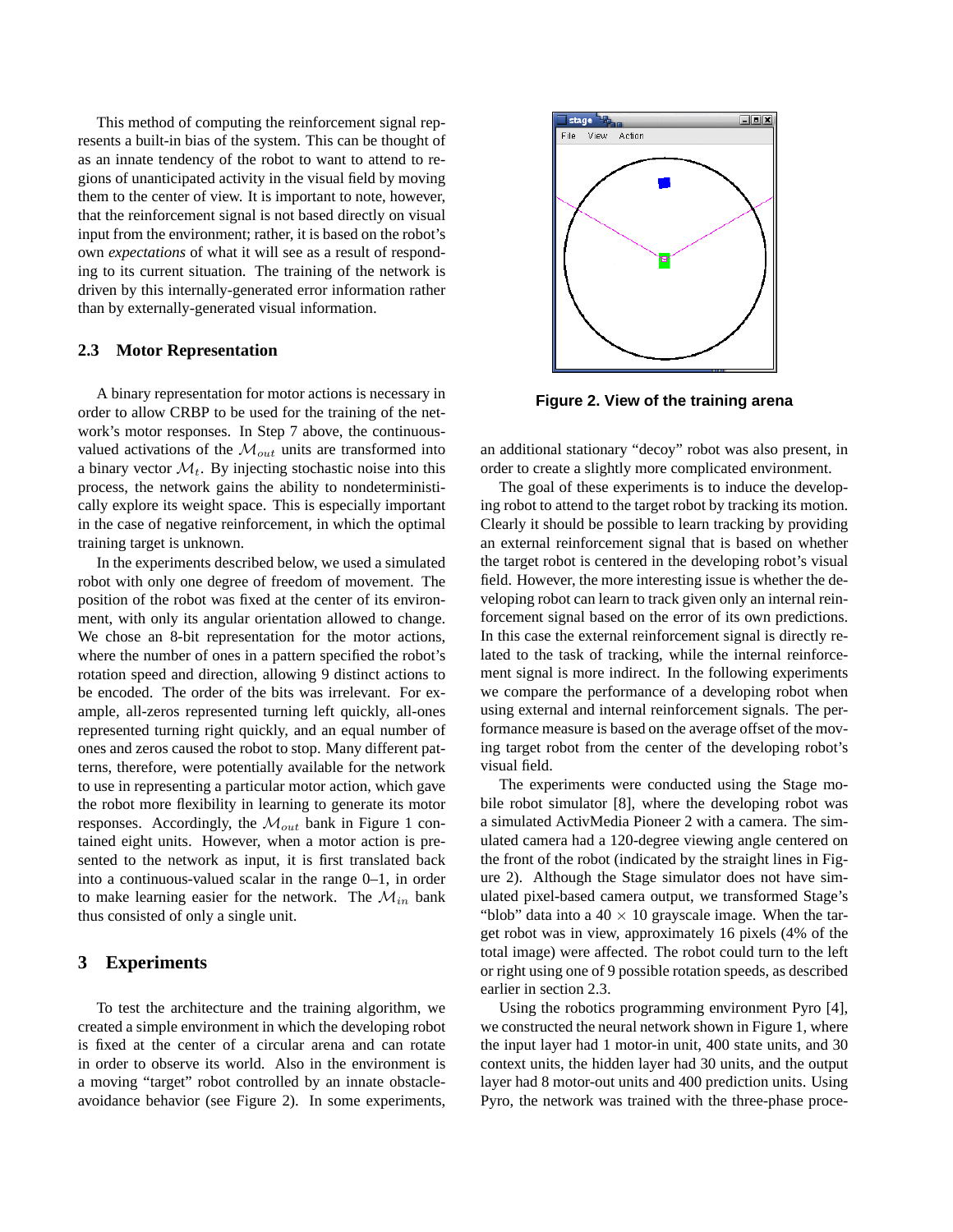This method of computing the reinforcement signal represents a built-in bias of the system. This can be thought of as an innate tendency of the robot to want to attend to regions of unanticipated activity in the visual field by moving them to the center of view. It is important to note, however, that the reinforcement signal is not based directly on visual input from the environment; rather, it is based on the robot's own *expectations* of what it will see as a result of responding to its current situation. The training of the network is driven by this internally-generated error information rather than by externally-generated visual information.

### 2.3 Motor Representation

A binary representation for motor actions is necessary in order to allow CRBP to be used for the training of the network's motor responses. In Step 7 above, the continuous-valued activations of the $\mathcal{M}_{out}$ units are transformed into a binary vector $\mathcal{M}_t$. By injecting stochastic noise into this process, the network gains the ability to nondeterministically explore its weight space. This is especially important in the case of negative reinforcement, in which the optimal training target is unknown.

In the experiments described below, we used a simulated robot with only one degree of freedom of movement. The position of the robot was fixed at the center of its environment, with only its angular orientation allowed to change. We chose an 8-bit representation for the motor actions, where the number of ones in a pattern specified the robot's rotation speed and direction, allowing 9 distinct actions to be encoded. The order of the bits was irrelevant. For example, all-zeros represented turning left quickly, all-ones represented turning right quickly, and an equal number of ones and zeros caused the robot to stop. Many different patterns, therefore, were potentially available for the network to use in representing a particular motor action, which gave the robot more flexibility in learning to generate its motor responses. Accordingly, the $\mathcal{M}_{out}$ bank in Figure 1 contained eight units. However, when a motor action is presented to the network as input, it is first translated back into a continuous-valued scalar in the range 0–1, in order to make learning easier for the network. The $\mathcal{M}_{in}$ bank thus consisted of only a single unit.

## 3 Experiments

To test the architecture and the training algorithm, we created a simple environment in which the developing robot is fixed at the center of a circular arena and can rotate in order to observe its world. Also in the environment is a moving "target" robot controlled by an innate obstacle-avoidance behavior (see Figure 2). In some experiments, an additional stationary "decoy" robot was also present, in order to create a slightly more complicated environment.

**Figure 2. View of the training arena**

The goal of these experiments is to induce the developing robot to attend to the target robot by tracking its motion. Clearly it should be possible to learn tracking by providing an external reinforcement signal that is based on whether the target robot is centered in the developing robot's visual field. However, the more interesting issue is whether the developing robot can learn to track given only an internal reinforcement signal based on the error of its own predictions. In this case the external reinforcement signal is directly related to the task of tracking, while the internal reinforcement signal is more indirect. In the following experiments we compare the performance of a developing robot when using external and internal reinforcement signals. The performance measure is based on the average offset of the moving target robot from the center of the developing robot's visual field.

The experiments were conducted using the Stage mobile robot simulator [8], where the developing robot was a simulated ActivMedia Pioneer 2 with a camera. The simulated camera had a 120-degree viewing angle centered on the front of the robot (indicated by the straight lines in Figure 2). Although the Stage simulator does not have simulated pixel-based camera output, we transformed Stage's "blob" data into a $40 \times 10$ grayscale image. When the target robot was in view, approximately 16 pixels (4% of the total image) were affected. The robot could turn to the left or right using one of 9 possible rotation speeds, as described earlier in section 2.3.

Using the robotics programming environment Pyro [4], we constructed the neural network shown in Figure 1, where the input layer had 1 motor-in unit, 400 state units, and 30 context units, the hidden layer had 30 units, and the output layer had 8 motor-out units and 400 prediction units. Using Pyro, the network was trained with the three-phase proce-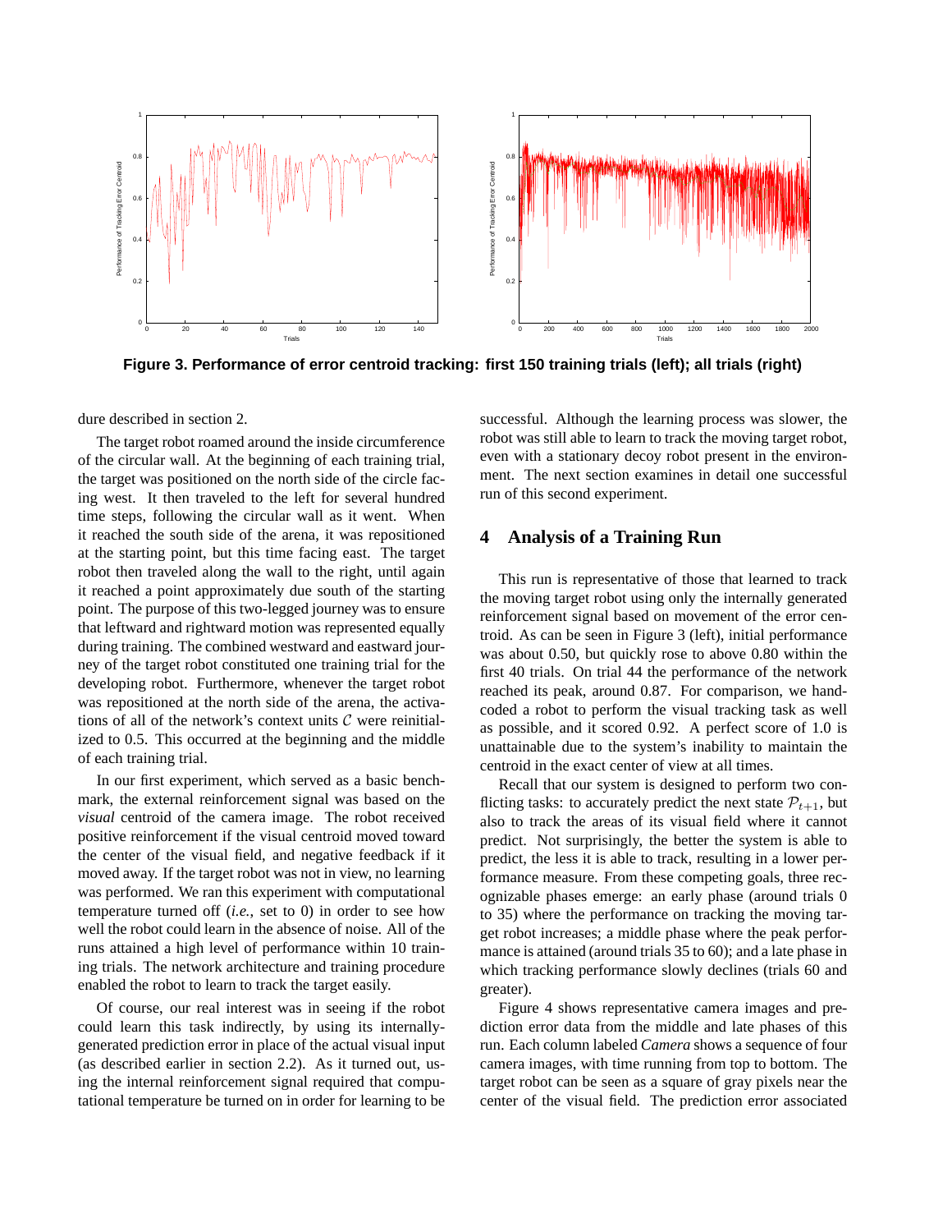**Figure 3. Performance of error centroid tracking: first 150 training trials (left); all trials (right)**

dure described in section 2.

The target robot roamed around the inside circumference of the circular wall. At the beginning of each training trial, the target was positioned on the north side of the circle facing west. It then traveled to the left for several hundred time steps, following the circular wall as it went. When it reached the south side of the arena, it was repositioned at the starting point, but this time facing east. The target robot then traveled along the wall to the right, until again it reached a point approximately due south of the starting point. The purpose of this two-legged journey was to ensure that leftward and rightward motion was represented equally during training. The combined westward and eastward journey of the target robot constituted one training trial for the developing robot. Furthermore, whenever the target robot was repositioned at the north side of the arena, the activations of all of the network's context units $\mathcal{C}$ were reinitialized to 0.5. This occurred at the beginning and the middle of each training trial.

In our first experiment, which served as a basic benchmark, the external reinforcement signal was based on the *visual* centroid of the camera image. The robot received positive reinforcement if the visual centroid moved toward the center of the visual field, and negative feedback if it moved away. If the target robot was not in view, no learning was performed. We ran this experiment with computational temperature turned off (*i.e.*, set to 0) in order to see how well the robot could learn in the absence of noise. All of the runs attained a high level of performance within 10 training trials. The network architecture and training procedure enabled the robot to learn to track the target easily.

Of course, our real interest was in seeing if the robot could learn this task indirectly, by using its internally-generated prediction error in place of the actual visual input (as described earlier in section 2.2). As it turned out, using the internal reinforcement signal required that computational temperature be turned on in order for learning to be successful. Although the learning process was slower, the robot was still able to learn to track the moving target robot, even with a stationary decoy robot present in the environment. The next section examines in detail one successful run of this second experiment.

## 4 Analysis of a Training Run

This run is representative of those that learned to track the moving target robot using only the internally generated reinforcement signal based on movement of the error centroid. As can be seen in Figure 3 (left), initial performance was about 0.50, but quickly rose to above 0.80 within the first 40 trials. On trial 44 the performance of the network reached its peak, around 0.87. For comparison, we hand-coded a robot to perform the visual tracking task as well as possible, and it scored 0.92. A perfect score of 1.0 is unattainable due to the system's inability to maintain the centroid in the exact center of view at all times.

Recall that our system is designed to perform two conflicting tasks: to accurately predict the next state $\mathcal{P}_{t+1}$, but also to track the areas of its visual field where it cannot predict. Not surprisingly, the better the system is able to predict, the less it is able to track, resulting in a lower performance measure. From these competing goals, three recognizable phases emerge: an early phase (around trials 0 to 35) where the performance on tracking the moving target robot increases; a middle phase where the peak performance is attained (around trials 35 to 60); and a late phase in which tracking performance slowly declines (trials 60 and greater).

Figure 4 shows representative camera images and prediction error data from the middle and late phases of this run. Each column labeled *Camera* shows a sequence of four camera images, with time running from top to bottom. The target robot can be seen as a square of gray pixels near the center of the visual field. The prediction error associated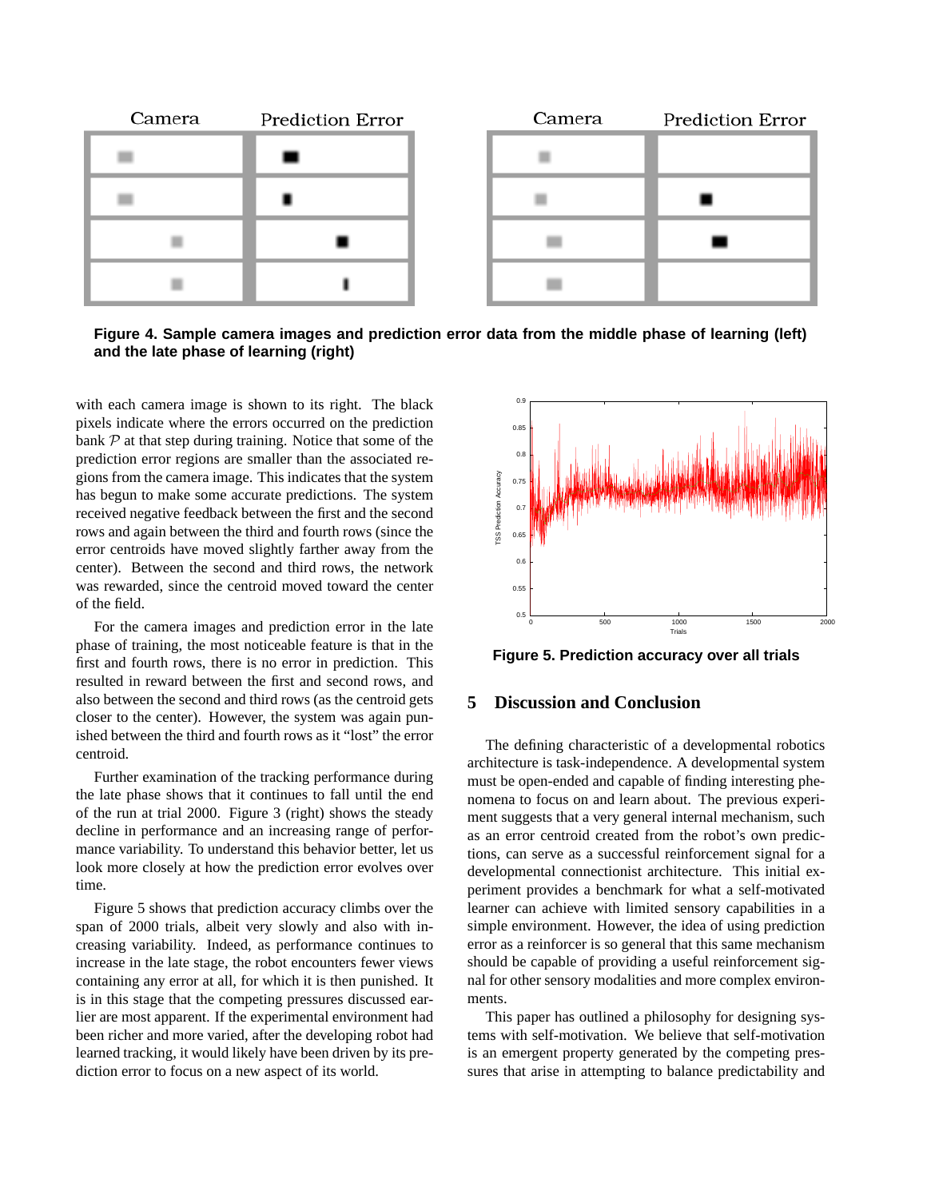**Figure 4. Sample camera images and prediction error data from the middle phase of learning (left) and the late phase of learning (right)**

with each camera image is shown to its right. The black pixels indicate where the errors occurred on the prediction bank $\mathcal{P}$ at that step during training. Notice that some of the prediction error regions are smaller than the associated regions from the camera image. This indicates that the system has begun to make some accurate predictions. The system received negative feedback between the first and the second rows and again between the third and fourth rows (since the error centroids have moved slightly farther away from the center). Between the second and third rows, the network was rewarded, since the centroid moved toward the center of the field.

For the camera images and prediction error in the late phase of training, the most noticeable feature is that in the first and fourth rows, there is no error in prediction. This resulted in reward between the first and second rows, and also between the second and third rows (as the centroid gets closer to the center). However, the system was again punished between the third and fourth rows as it "lost" the error centroid.

Further examination of the tracking performance during the late phase shows that it continues to fall until the end of the run at trial 2000. Figure 3 (right) shows the steady decline in performance and an increasing range of performance variability. To understand this behavior better, let us look more closely at how the prediction error evolves over time.

Figure 5 shows that prediction accuracy climbs over the span of 2000 trials, albeit very slowly and also with increasing variability. Indeed, as performance continues to increase in the late stage, the robot encounters fewer views containing any error at all, for which it is then punished. It is in this stage that the competing pressures discussed earlier are most apparent. If the experimental environment had been richer and more varied, after the developing robot had learned tracking, it would likely have been driven by its prediction error to focus on a new aspect of its world.

**Figure 5. Prediction accuracy over all trials**

## 5 Discussion and Conclusion

The defining characteristic of a developmental robotics architecture is task-independence. A developmental system must be open-ended and capable of finding interesting phenomena to focus on and learn about. The previous experiment suggests that a very general internal mechanism, such as an error centroid created from the robot's own predictions, can serve as a successful reinforcement signal for a developmental connectionist architecture. This initial experiment provides a benchmark for what a self-motivated learner can achieve with limited sensory capabilities in a simple environment. However, the idea of using prediction error as a reinforcer is so general that this same mechanism should be capable of providing a useful reinforcement signal for other sensory modalities and more complex environments.

This paper has outlined a philosophy for designing systems with self-motivation. We believe that self-motivation is an emergent property generated by the competing pressures that arise in attempting to balance predictability and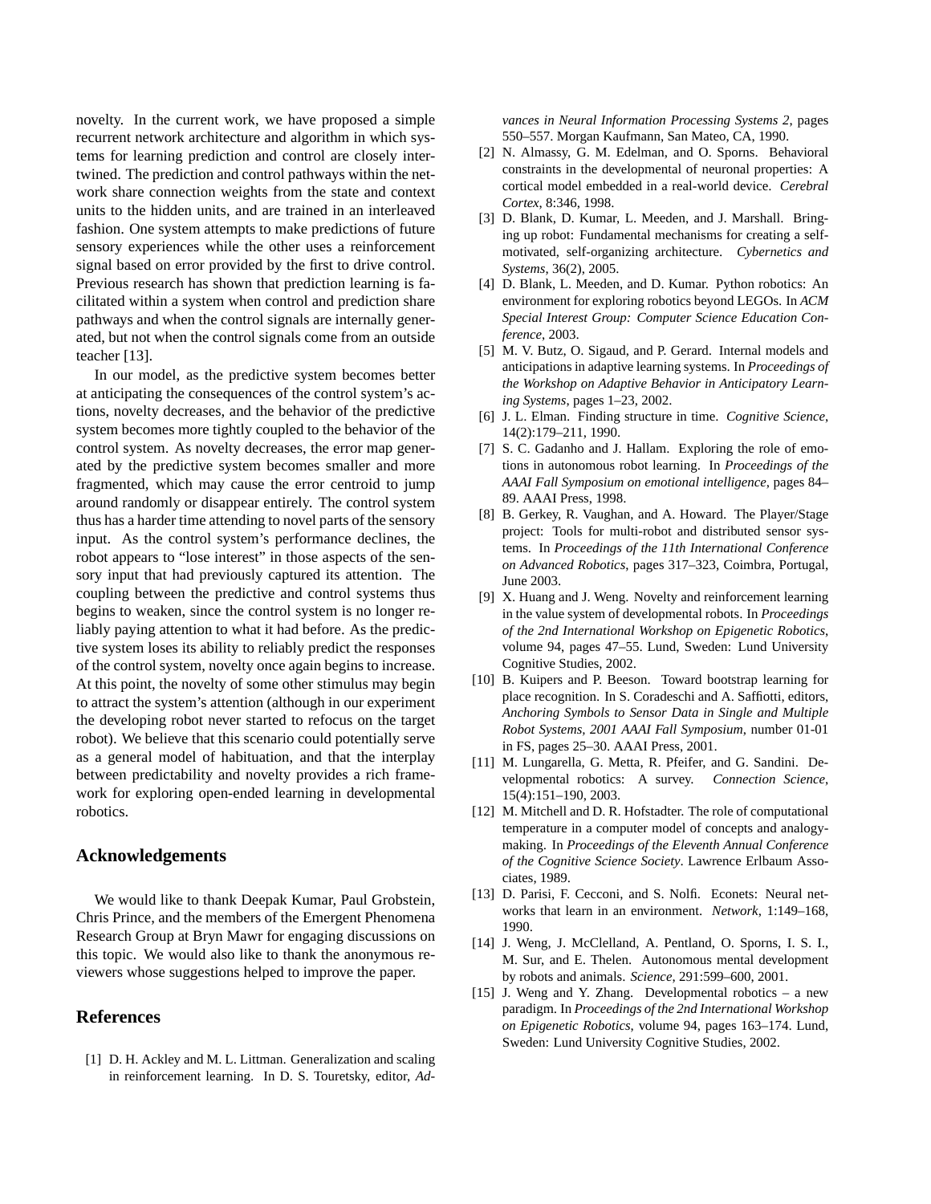novelty. In the current work, we have proposed a simple recurrent network architecture and algorithm in which systems for learning prediction and control are closely intertwined. The prediction and control pathways within the network share connection weights from the state and context units to the hidden units, and are trained in an interleaved fashion. One system attempts to make predictions of future sensory experiences while the other uses a reinforcement signal based on error provided by the first to drive control. Previous research has shown that prediction learning is facilitated within a system when control and prediction share pathways and when the control signals are internally generated, but not when the control signals come from an outside teacher [13].

In our model, as the predictive system becomes better at anticipating the consequences of the control system's actions, novelty decreases, and the behavior of the predictive system becomes more tightly coupled to the behavior of the control system. As novelty decreases, the error map generated by the predictive system becomes smaller and more fragmented, which may cause the error centroid to jump around randomly or disappear entirely. The control system thus has a harder time attending to novel parts of the sensory input. As the control system's performance declines, the robot appears to "lose interest" in those aspects of the sensory input that had previously captured its attention. The coupling between the predictive and control systems thus begins to weaken, since the control system is no longer reliably paying attention to what it had before. As the predictive system loses its ability to reliably predict the responses of the control system, novelty once again begins to increase. At this point, the novelty of some other stimulus may begin to attract the system's attention (although in our experiment the developing robot never started to refocus on the target robot). We believe that this scenario could potentially serve as a general model of habituation, and that the interplay between predictability and novelty provides a rich framework for exploring open-ended learning in developmental robotics.

## Acknowledgements

We would like to thank Deepak Kumar, Paul Grobstein, Chris Prince, and the members of the Emergent Phenomena Research Group at Bryn Mawr for engaging discussions on this topic. We would also like to thank the anonymous reviewers whose suggestions helped to improve the paper.

## References

[1] D. H. Ackley and M. L. Littman. Generalization and scaling in reinforcement learning. In D. S. Touretsky, editor, *Advances in Neural Information Processing Systems 2*, pages 550–557. Morgan Kaufmann, San Mateo, CA, 1990.

[2] N. Almassy, G. M. Edelman, and O. Sporns. Behavioral constraints in the developmental of neuronal properties: A cortical model embedded in a real-world device. *Cerebral Cortex*, 8:346, 1998.

[3] D. Blank, D. Kumar, L. Meeden, and J. Marshall. Bringing up robot: Fundamental mechanisms for creating a self-motivated, self-organizing architecture. *Cybernetics and Systems*, 36(2), 2005.

[4] D. Blank, L. Meeden, and D. Kumar. Python robotics: An environment for exploring robotics beyond LEGOs. In *ACM Special Interest Group: Computer Science Education Conference*, 2003.

[5] M. V. Butz, O. Sigaud, and P. Gerard. Internal models and anticipations in adaptive learning systems. In *Proceedings of the Workshop on Adaptive Behavior in Anticipatory Learning Systems*, pages 1–23, 2002.

[6] J. L. Elman. Finding structure in time. *Cognitive Science*, 14(2):179–211, 1990.

[7] S. C. Gadanho and J. Hallam. Exploring the role of emotions in autonomous robot learning. In *Proceedings of the AAAI Fall Symposium on emotional intelligence*, pages 84–89. AAAI Press, 1998.

[8] B. Gerkey, R. Vaughan, and A. Howard. The Player/Stage project: Tools for multi-robot and distributed sensor systems. In *Proceedings of the 11th International Conference on Advanced Robotics*, pages 317–323, Coimbra, Portugal, June 2003.

[9] X. Huang and J. Weng. Novelty and reinforcement learning in the value system of developmental robots. In *Proceedings of the 2nd International Workshop on Epigenetic Robotics*, volume 94, pages 47–55. Lund, Sweden: Lund University Cognitive Studies, 2002.

[10] B. Kuipers and P. Beeson. Toward bootstrap learning for place recognition. In S. Coradeschi and A. Saffiotti, editors, *Anchoring Symbols to Sensor Data in Single and Multiple Robot Systems, 2001 AAAI Fall Symposium*, number 01-01 in FS, pages 25–30. AAAI Press, 2001.

[11] M. Lungarella, G. Metta, R. Pfeifer, and G. Sandini. Developmental robotics: A survey. *Connection Science*, 15(4):151–190, 2003.

[12] M. Mitchell and D. R. Hofstadter. The role of computational temperature in a computer model of concepts and analogy-making. In *Proceedings of the Eleventh Annual Conference of the Cognitive Science Society*. Lawrence Erlbaum Associates, 1989.

[13] D. Parisi, F. Cecconi, and S. Nolfi. Econets: Neural networks that learn in an environment. *Network*, 1:149–168, 1990.

[14] J. Weng, J. McClelland, A. Pentland, O. Sporns, I. S. I., M. Sur, and E. Thelen. Autonomous mental development by robots and animals. *Science*, 291:599–600, 2001.

[15] J. Weng and Y. Zhang. Developmental robotics – a new paradigm. In *Proceedings of the 2nd International Workshop on Epigenetic Robotics*, volume 94, pages 163–174. Lund, Sweden: Lund University Cognitive Studies, 2002.